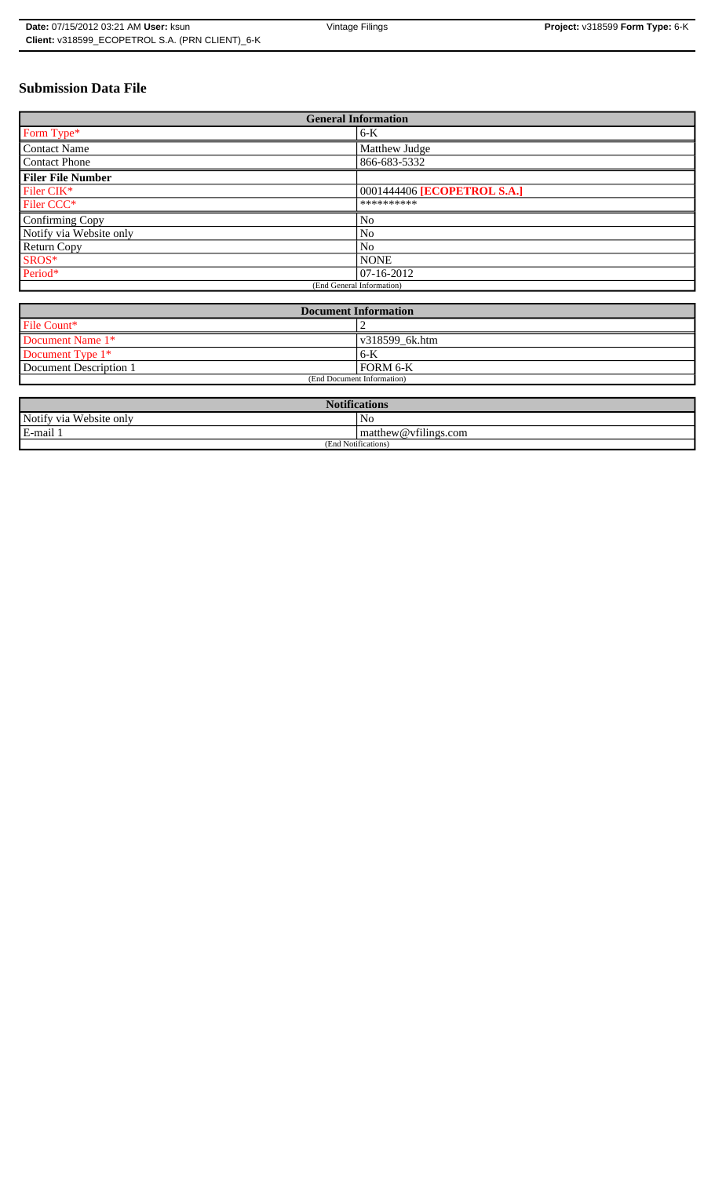# Submission Data File

| General Information | |
|---|---|
| Form Type* | 6-K |
| Contact Name | Matthew Judge |
| Contact Phone | 866-683-5332 |
| **Filer File Number** | |
| Filer CIK* | 0001444406 **[ECOPETROL S.A.]** |
| Filer CCC* | ********** |
| Confirming Copy | No |
| Notify via Website only | No |
| Return Copy | No |
| SROS* | NONE |
| Period* | 07-16-2012 |
| (End General Information) | |

| Document Information | |
|---|---|
| File Count* | 2 |
| Document Name 1* | v318599_6k.htm |
| Document Type 1* | 6-K |
| Document Description 1 | FORM 6-K |
| (End Document Information) | |

| Notifications | |
|---|---|
| Notify via Website only | No |
| E-mail 1 | matthew@vfilings.com |
| (End Notifications) | |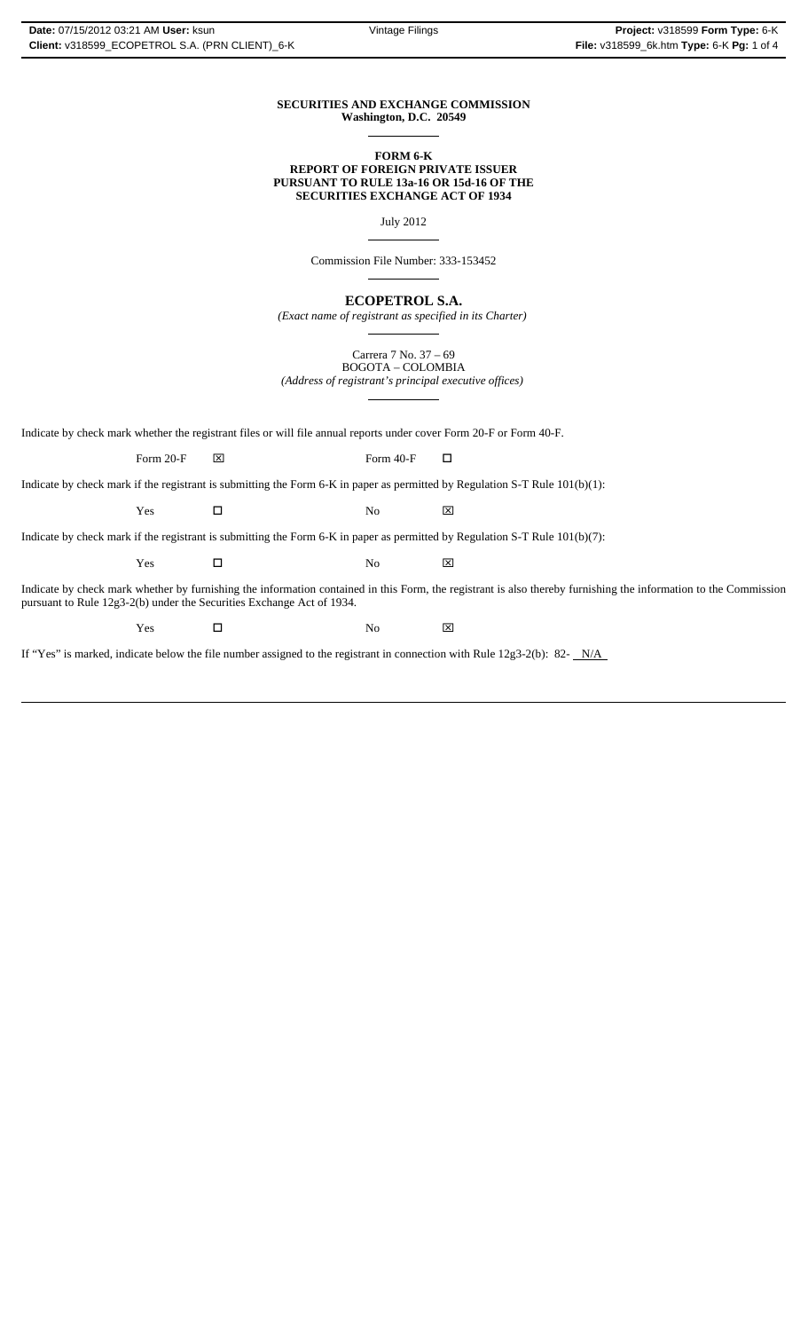**SECURITIES AND EXCHANGE COMMISSION**
**Washington, D.C. 20549**

**FORM 6-K**
**REPORT OF FOREIGN PRIVATE ISSUER**
**PURSUANT TO RULE 13a-16 OR 15d-16 OF THE**
**SECURITIES EXCHANGE ACT OF 1934**

July 2012

Commission File Number: 333-153452

**ECOPETROL S.A.**
*(Exact name of registrant as specified in its Charter)*

Carrera 7 No. 37 – 69
BOGOTA – COLOMBIA
*(Address of registrant's principal executive offices)*

Indicate by check mark whether the registrant files or will file annual reports under cover Form 20-F or Form 40-F.

Form 20-F ☒ Form 40-F ☐

Indicate by check mark if the registrant is submitting the Form 6-K in paper as permitted by Regulation S-T Rule 101(b)(1):

Yes ☐ No ☒

Indicate by check mark if the registrant is submitting the Form 6-K in paper as permitted by Regulation S-T Rule 101(b)(7):

Yes ☐ No ☒

Indicate by check mark whether by furnishing the information contained in this Form, the registrant is also thereby furnishing the information to the Commission pursuant to Rule 12g3-2(b) under the Securities Exchange Act of 1934.

Yes ☐ No ☒

If "Yes" is marked, indicate below the file number assigned to the registrant in connection with Rule 12g3-2(b): 82- N/A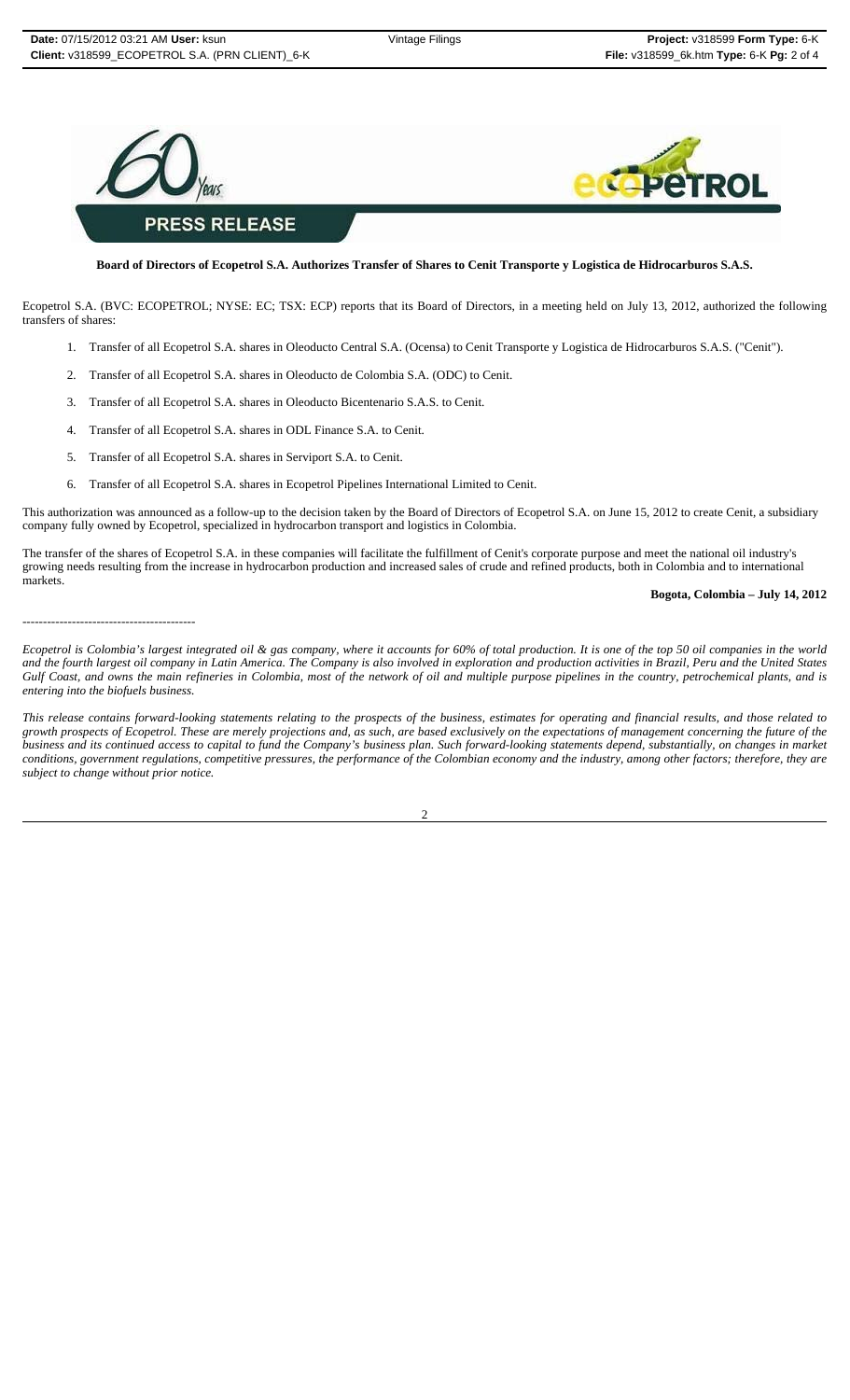**PRESS RELEASE**

**Board of Directors of Ecopetrol S.A. Authorizes Transfer of Shares to Cenit Transporte y Logistica de Hidrocarburos S.A.S.**

Ecopetrol S.A. (BVC: ECOPETROL; NYSE: EC; TSX: ECP) reports that its Board of Directors, in a meeting held on July 13, 2012, authorized the following transfers of shares:

1. Transfer of all Ecopetrol S.A. shares in Oleoducto Central S.A. (Ocensa) to Cenit Transporte y Logistica de Hidrocarburos S.A.S. ("Cenit").
2. Transfer of all Ecopetrol S.A. shares in Oleoducto de Colombia S.A. (ODC) to Cenit.
3. Transfer of all Ecopetrol S.A. shares in Oleoducto Bicentenario S.A.S. to Cenit.
4. Transfer of all Ecopetrol S.A. shares in ODL Finance S.A. to Cenit.
5. Transfer of all Ecopetrol S.A. shares in Serviport S.A. to Cenit.
6. Transfer of all Ecopetrol S.A. shares in Ecopetrol Pipelines International Limited to Cenit.

This authorization was announced as a follow-up to the decision taken by the Board of Directors of Ecopetrol S.A. on June 15, 2012 to create Cenit, a subsidiary company fully owned by Ecopetrol, specialized in hydrocarbon transport and logistics in Colombia.

The transfer of the shares of Ecopetrol S.A. in these companies will facilitate the fulfillment of Cenit's corporate purpose and meet the national oil industry's growing needs resulting from the increase in hydrocarbon production and increased sales of crude and refined products, both in Colombia and to international markets.

**Bogota, Colombia – July 14, 2012**

-----------------------------------------

*Ecopetrol is Colombia's largest integrated oil & gas company, where it accounts for 60% of total production. It is one of the top 50 oil companies in the world and the fourth largest oil company in Latin America. The Company is also involved in exploration and production activities in Brazil, Peru and the United States Gulf Coast, and owns the main refineries in Colombia, most of the network of oil and multiple purpose pipelines in the country, petrochemical plants, and is entering into the biofuels business.*

*This release contains forward-looking statements relating to the prospects of the business, estimates for operating and financial results, and those related to growth prospects of Ecopetrol. These are merely projections and, as such, are based exclusively on the expectations of management concerning the future of the business and its continued access to capital to fund the Company's business plan. Such forward-looking statements depend, substantially, on changes in market conditions, government regulations, competitive pressures, the performance of the Colombian economy and the industry, among other factors; therefore, they are subject to change without prior notice.*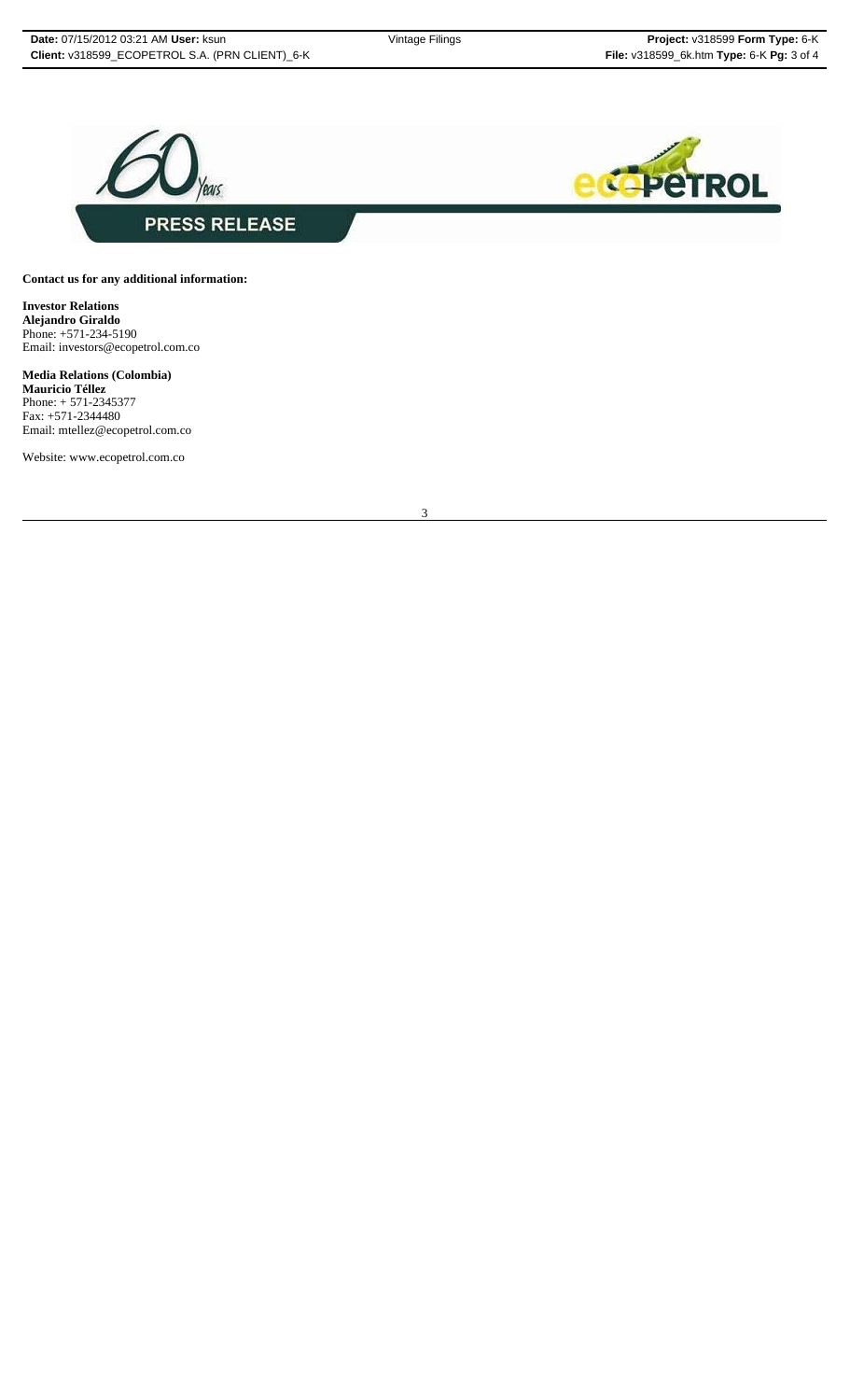**PRESS RELEASE**

**Contact us for any additional information:**

**Investor Relations**
**Alejandro Giraldo**
Phone: +571-234-5190
Email: investors@ecopetrol.com.co

**Media Relations (Colombia)**
**Mauricio Téllez**
Phone: + 571-2345377
Fax: +571-2344480
Email: mtellez@ecopetrol.com.co

Website: www.ecopetrol.com.co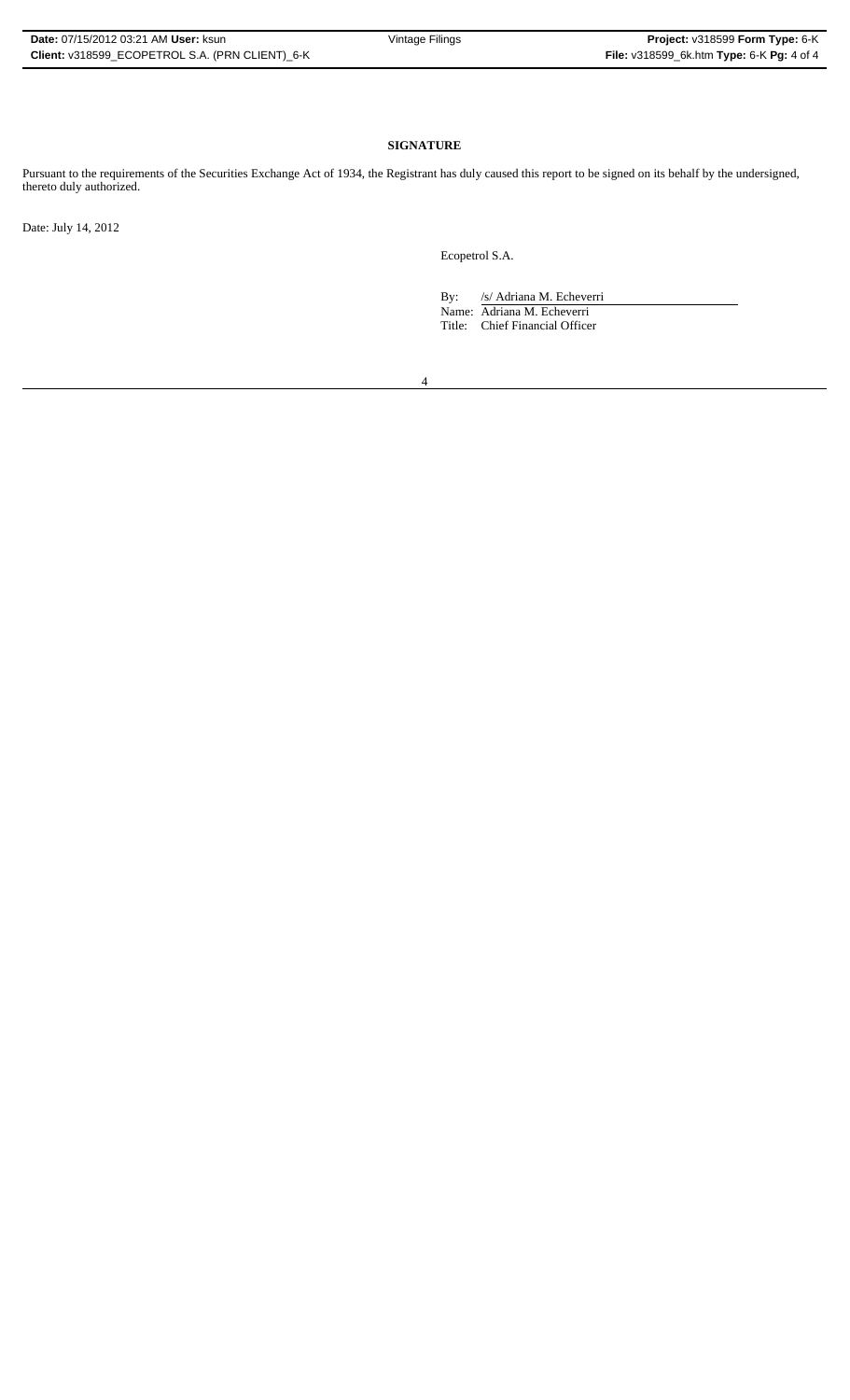**SIGNATURE**

Pursuant to the requirements of the Securities Exchange Act of 1934, the Registrant has duly caused this report to be signed on its behalf by the undersigned, thereto duly authorized.

Date: July 14, 2012

Ecopetrol S.A.

By: /s/ Adriana M. Echeverri

Name: Adriana M. Echeverri

Title: Chief Financial Officer